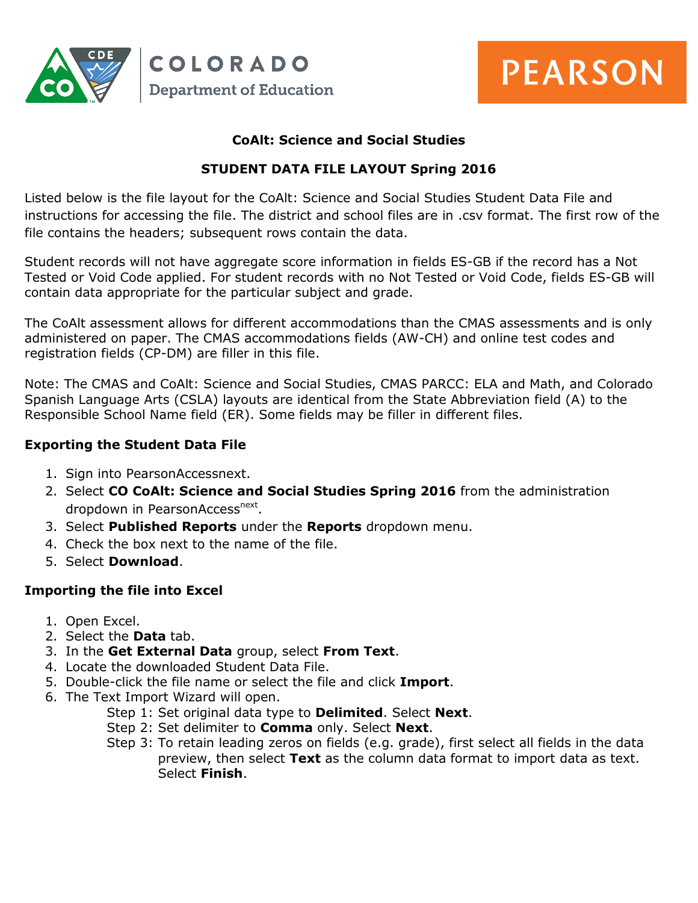# CoAlt: Science and Social Studies

## STUDENT DATA FILE LAYOUT Spring 2016

Listed below is the file layout for the CoAlt: Science and Social Studies Student Data File and instructions for accessing the file. The district and school files are in .csv format. The first row of the file contains the headers; subsequent rows contain the data.

Student records will not have aggregate score information in fields ES-GB if the record has a Not Tested or Void Code applied. For student records with no Not Tested or Void Code, fields ES-GB will contain data appropriate for the particular subject and grade.

The CoAlt assessment allows for different accommodations than the CMAS assessments and is only administered on paper. The CMAS accommodations fields (AW-CH) and online test codes and registration fields (CP-DM) are filler in this file.

Note: The CMAS and CoAlt: Science and Social Studies, CMAS PARCC: ELA and Math, and Colorado Spanish Language Arts (CSLA) layouts are identical from the State Abbreviation field (A) to the Responsible School Name field (ER). Some fields may be filler in different files.

### Exporting the Student Data File

1. Sign into PearsonAccessnext.
2. Select **CO CoAlt: Science and Social Studies Spring 2016** from the administration dropdown in PearsonAccess[next].
3. Select **Published Reports** under the **Reports** dropdown menu.
4. Check the box next to the name of the file.
5. Select **Download**.

### Importing the file into Excel

1. Open Excel.
2. Select the **Data** tab.
3. In the **Get External Data** group, select **From Text**.
4. Locate the downloaded Student Data File.
5. Double-click the file name or select the file and click **Import**.
6. The Text Import Wizard will open.
   - Step 1: Set original data type to **Delimited**. Select **Next**.
   - Step 2: Set delimiter to **Comma** only. Select **Next**.
   - Step 3: To retain leading zeros on fields (e.g. grade), first select all fields in the data preview, then select **Text** as the column data format to import data as text. Select **Finish**.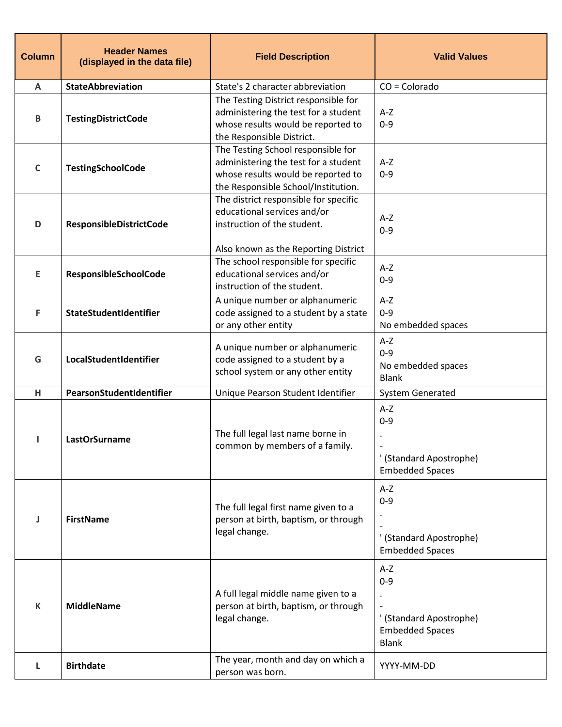| Column | Header Names (displayed in the data file) | Field Description | Valid Values |
|---|---|---|---|
| A | **StateAbbreviation** | State's 2 character abbreviation | CO = Colorado |
| B | **TestingDistrictCode** | The Testing District responsible for administering the test for a student whose results would be reported to the Responsible District. | A-Z<br>0-9 |
| C | **TestingSchoolCode** | The Testing School responsible for administering the test for a student whose results would be reported to the Responsible School/Institution. | A-Z<br>0-9 |
| D | **ResponsibleDistrictCode** | The district responsible for specific educational services and/or instruction of the student.<br><br>Also known as the Reporting District | A-Z<br>0-9 |
| E | **ResponsibleSchoolCode** | The school responsible for specific educational services and/or instruction of the student. | A-Z<br>0-9 |
| F | **StateStudentIdentifier** | A unique number or alphanumeric code assigned to a student by a state or any other entity | A-Z<br>0-9<br>No embedded spaces |
| G | **LocalStudentIdentifier** | A unique number or alphanumeric code assigned to a student by a school system or any other entity | A-Z<br>0-9<br>No embedded spaces<br>Blank |
| H | **PearsonStudentIdentifier** | Unique Pearson Student Identifier | System Generated |
| I | **LastOrSurname** | The full legal last name borne in common by members of a family. | A-Z<br>0-9<br>.<br>-<br>' (Standard Apostrophe)<br>Embedded Spaces |
| J | **FirstName** | The full legal first name given to a person at birth, baptism, or through legal change. | A-Z<br>0-9<br>.<br>-<br>' (Standard Apostrophe)<br>Embedded Spaces |
| K | **MiddleName** | A full legal middle name given to a person at birth, baptism, or through legal change. | A-Z<br>0-9<br>.<br>-<br>' (Standard Apostrophe)<br>Embedded Spaces<br>Blank |
| L | **Birthdate** | The year, month and day on which a person was born. | YYYY-MM-DD |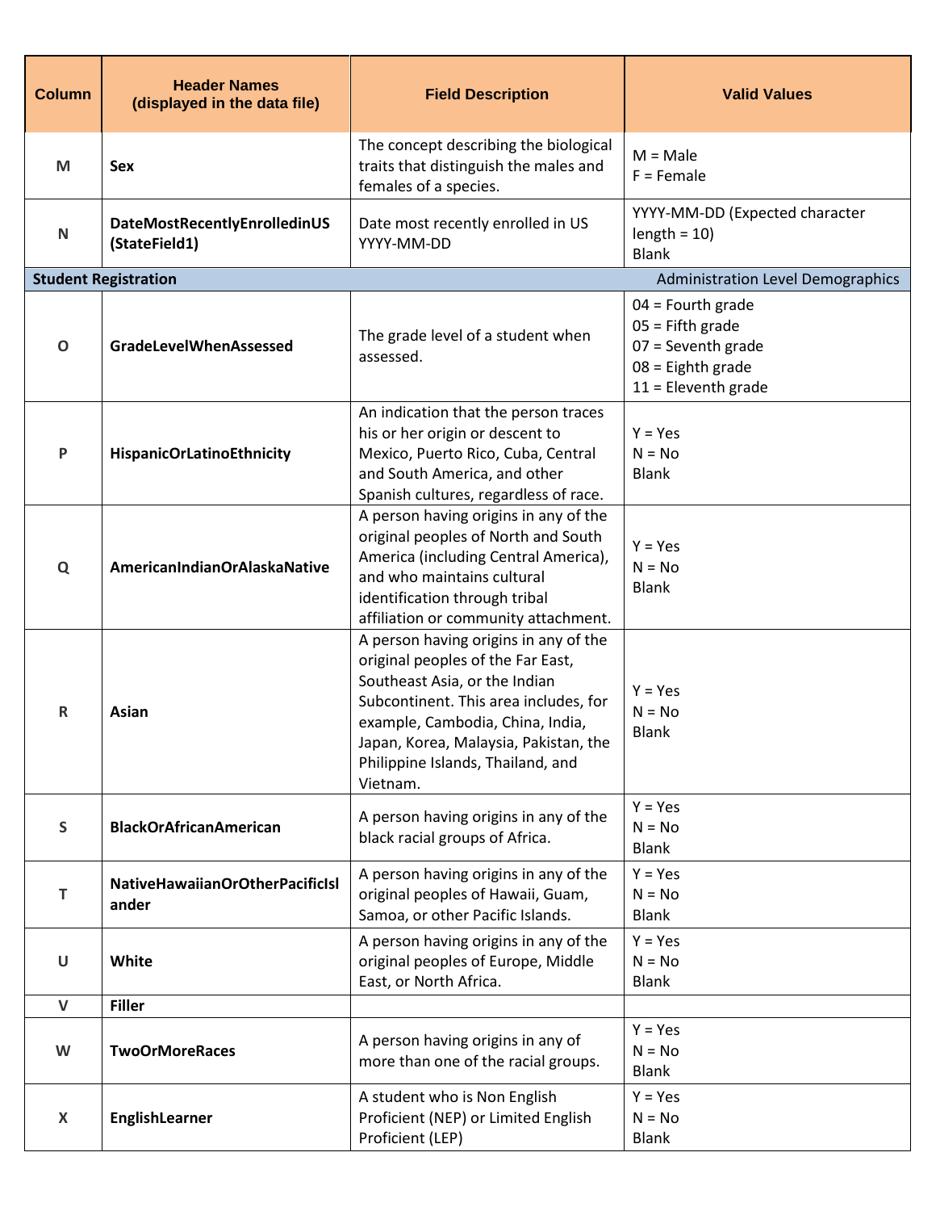| Column | Header Names (displayed in the data file) | Field Description | Valid Values |
|---|---|---|---|
| M | **Sex** | The concept describing the biological traits that distinguish the males and females of a species. | M = Male<br>F = Female |
| N | **DateMostRecentlyEnrolledinUS (StateField1)** | Date most recently enrolled in US YYYY-MM-DD | YYYY-MM-DD (Expected character length = 10)<br>Blank |
| **Student Registration** | | | Administration Level Demographics |
| O | **GradeLevelWhenAssessed** | The grade level of a student when assessed. | 04 = Fourth grade<br>05 = Fifth grade<br>07 = Seventh grade<br>08 = Eighth grade<br>11 = Eleventh grade |
| P | **HispanicOrLatinoEthnicity** | An indication that the person traces his or her origin or descent to Mexico, Puerto Rico, Cuba, Central and South America, and other Spanish cultures, regardless of race. | Y = Yes<br>N = No<br>Blank |
| Q | **AmericanIndianOrAlaskaNative** | A person having origins in any of the original peoples of North and South America (including Central America), and who maintains cultural identification through tribal affiliation or community attachment. | Y = Yes<br>N = No<br>Blank |
| R | **Asian** | A person having origins in any of the original peoples of the Far East, Southeast Asia, or the Indian Subcontinent. This area includes, for example, Cambodia, China, India, Japan, Korea, Malaysia, Pakistan, the Philippine Islands, Thailand, and Vietnam. | Y = Yes<br>N = No<br>Blank |
| S | **BlackOrAfricanAmerican** | A person having origins in any of the black racial groups of Africa. | Y = Yes<br>N = No<br>Blank |
| T | **NativeHawaiianOrOtherPacificIslander** | A person having origins in any of the original peoples of Hawaii, Guam, Samoa, or other Pacific Islands. | Y = Yes<br>N = No<br>Blank |
| U | **White** | A person having origins in any of the original peoples of Europe, Middle East, or North Africa. | Y = Yes<br>N = No<br>Blank |
| V | **Filler** | | |
| W | **TwoOrMoreRaces** | A person having origins in any of more than one of the racial groups. | Y = Yes<br>N = No<br>Blank |
| X | **EnglishLearner** | A student who is Non English Proficient (NEP) or Limited English Proficient (LEP) | Y = Yes<br>N = No<br>Blank |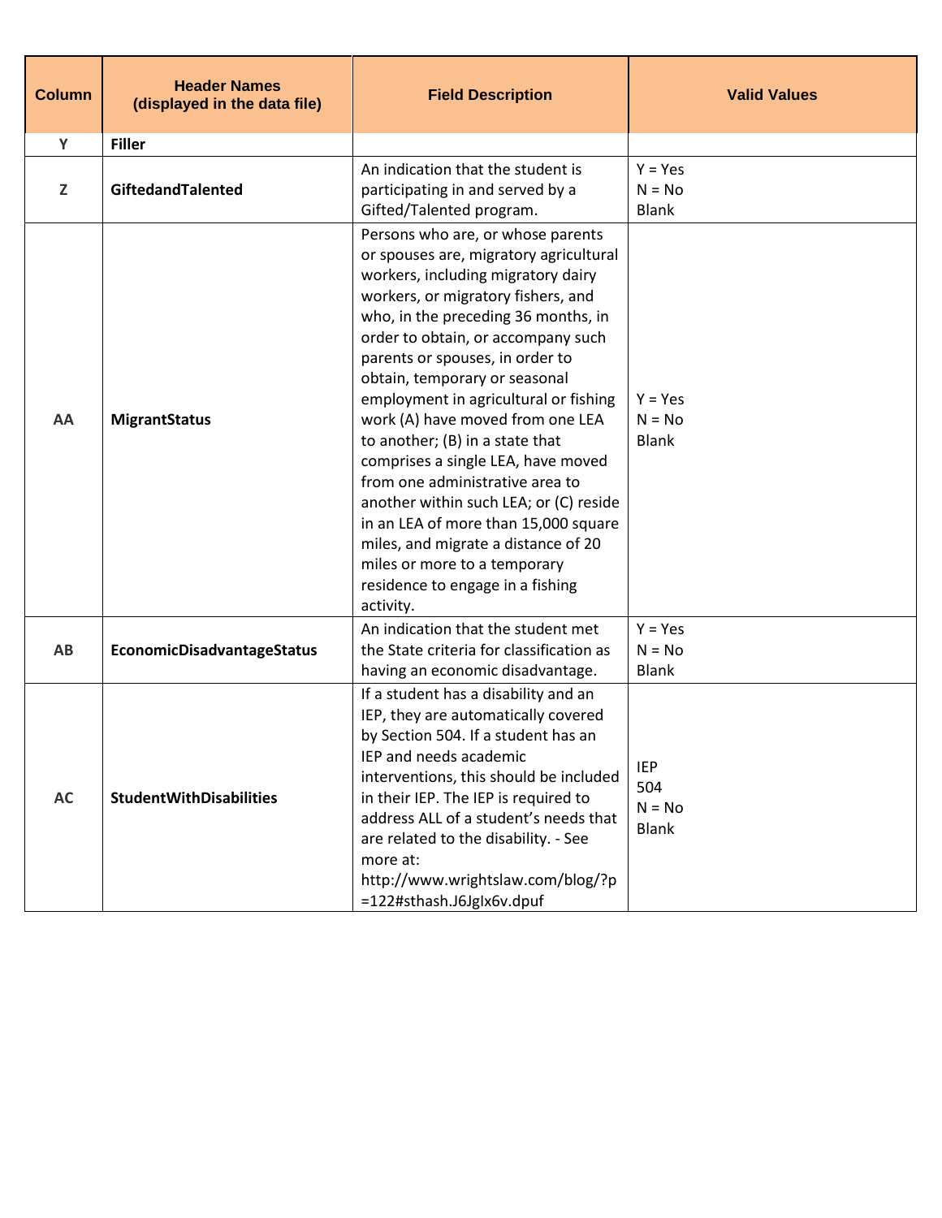| Column | Header Names (displayed in the data file) | Field Description | Valid Values |
|---|---|---|---|
| Y | **Filler** | | |
| Z | **GiftedandTalented** | An indication that the student is participating in and served by a Gifted/Talented program. | Y = Yes<br>N = No<br>Blank |
| AA | **MigrantStatus** | Persons who are, or whose parents or spouses are, migratory agricultural workers, including migratory dairy workers, or migratory fishers, and who, in the preceding 36 months, in order to obtain, or accompany such parents or spouses, in order to obtain, temporary or seasonal employment in agricultural or fishing work (A) have moved from one LEA to another; (B) in a state that comprises a single LEA, have moved from one administrative area to another within such LEA; or (C) reside in an LEA of more than 15,000 square miles, and migrate a distance of 20 miles or more to a temporary residence to engage in a fishing activity. | Y = Yes<br>N = No<br>Blank |
| AB | **EconomicDisadvantageStatus** | An indication that the student met the State criteria for classification as having an economic disadvantage. | Y = Yes<br>N = No<br>Blank |
| AC | **StudentWithDisabilities** | If a student has a disability and an IEP, they are automatically covered by Section 504. If a student has an IEP and needs academic interventions, this should be included in their IEP. The IEP is required to address ALL of a student's needs that are related to the disability. - See more at: http://www.wrightslaw.com/blog/?p=122#sthash.J6JgIx6v.dpuf | IEP<br>504<br>N = No<br>Blank |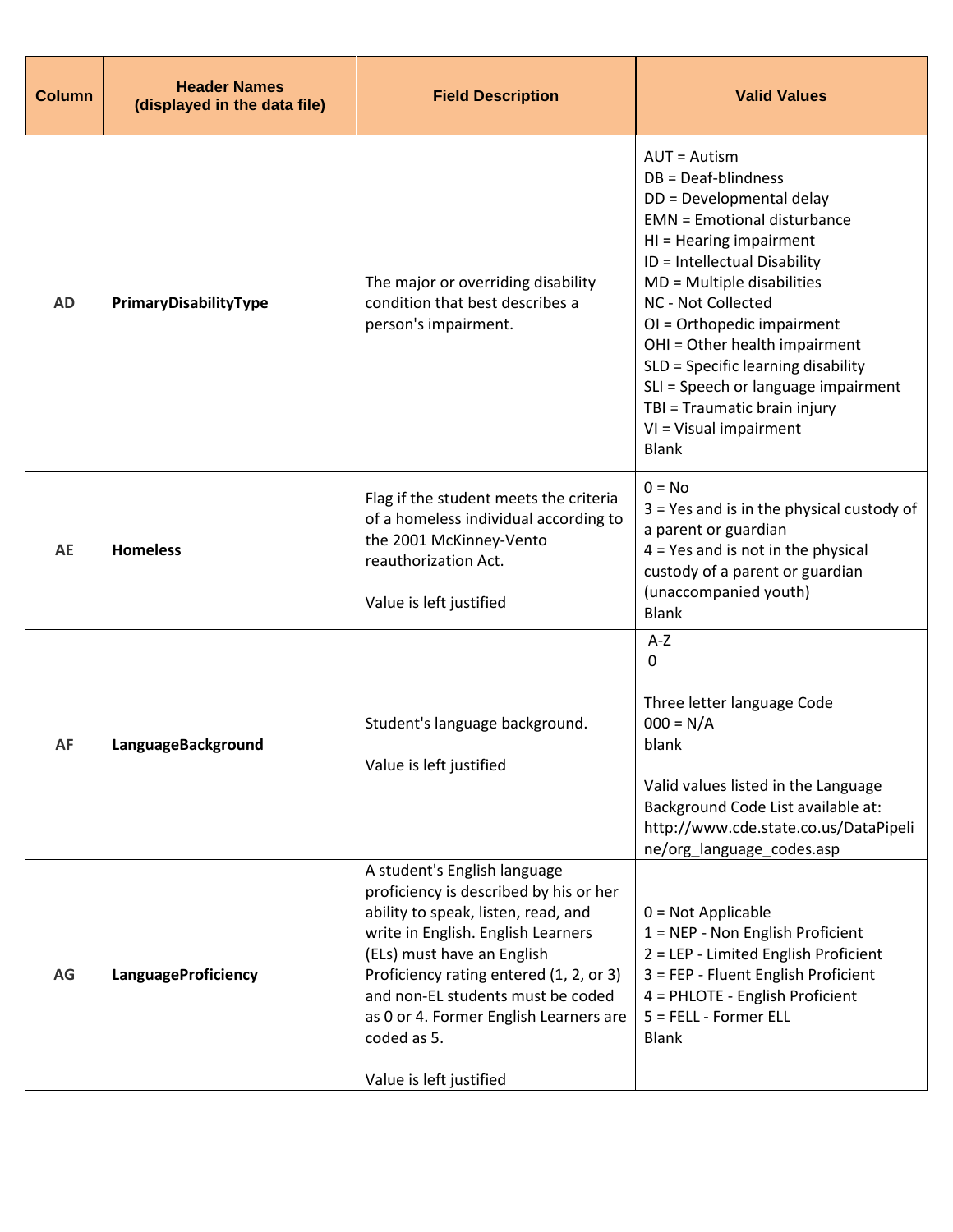| Column | Header Names (displayed in the data file) | Field Description | Valid Values |
|---|---|---|---|
| AD | **PrimaryDisabilityType** | The major or overriding disability condition that best describes a person's impairment. | AUT = Autism<br>DB = Deaf-blindness<br>DD = Developmental delay<br>EMN = Emotional disturbance<br>HI = Hearing impairment<br>ID = Intellectual Disability<br>MD = Multiple disabilities<br>NC - Not Collected<br>OI = Orthopedic impairment<br>OHI = Other health impairment<br>SLD = Specific learning disability<br>SLI = Speech or language impairment<br>TBI = Traumatic brain injury<br>VI = Visual impairment<br>Blank |
| AE | **Homeless** | Flag if the student meets the criteria of a homeless individual according to the 2001 McKinney-Vento reauthorization Act.<br><br>Value is left justified | 0 = No<br>3 = Yes and is in the physical custody of a parent or guardian<br>4 = Yes and is not in the physical custody of a parent or guardian (unaccompanied youth)<br>Blank |
| AF | **LanguageBackground** | Student's language background.<br><br>Value is left justified | A-Z<br>0<br><br>Three letter language Code<br>000 = N/A<br>blank<br><br>Valid values listed in the Language Background Code List available at: http://www.cde.state.co.us/DataPipeline/org_language_codes.asp |
| AG | **LanguageProficiency** | A student's English language proficiency is described by his or her ability to speak, listen, read, and write in English. English Learners (ELs) must have an English Proficiency rating entered (1, 2, or 3) and non-EL students must be coded as 0 or 4. Former English Learners are coded as 5.<br><br>Value is left justified | 0 = Not Applicable<br>1 = NEP - Non English Proficient<br>2 = LEP - Limited English Proficient<br>3 = FEP - Fluent English Proficient<br>4 = PHLOTE - English Proficient<br>5 = FELL - Former ELL<br>Blank |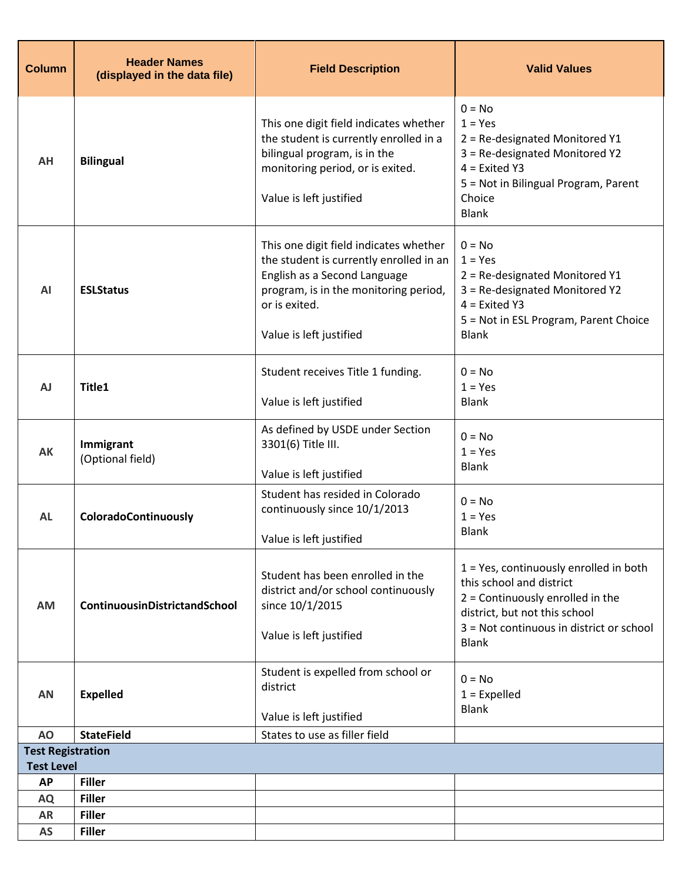| Column | Header Names (displayed in the data file) | Field Description | Valid Values |
|---|---|---|---|
| AH | **Bilingual** | This one digit field indicates whether the student is currently enrolled in a bilingual program, is in the monitoring period, or is exited.<br><br>Value is left justified | 0 = No<br>1 = Yes<br>2 = Re-designated Monitored Y1<br>3 = Re-designated Monitored Y2<br>4 = Exited Y3<br>5 = Not in Bilingual Program, Parent Choice<br>Blank |
| AI | **ESLStatus** | This one digit field indicates whether the student is currently enrolled in an English as a Second Language program, is in the monitoring period, or is exited.<br><br>Value is left justified | 0 = No<br>1 = Yes<br>2 = Re-designated Monitored Y1<br>3 = Re-designated Monitored Y2<br>4 = Exited Y3<br>5 = Not in ESL Program, Parent Choice<br>Blank |
| AJ | **Title1** | Student receives Title 1 funding.<br><br>Value is left justified | 0 = No<br>1 = Yes<br>Blank |
| AK | **Immigrant**<br>(Optional field) | As defined by USDE under Section 3301(6) Title III.<br><br>Value is left justified | 0 = No<br>1 = Yes<br>Blank |
| AL | **ColoradoContinuously** | Student has resided in Colorado continuously since 10/1/2013<br><br>Value is left justified | 0 = No<br>1 = Yes<br>Blank |
| AM | **ContinuousinDistrictandSchool** | Student has been enrolled in the district and/or school continuously since 10/1/2015<br><br>Value is left justified | 1 = Yes, continuously enrolled in both this school and district<br>2 = Continuously enrolled in the district, but not this school<br>3 = Not continuous in district or school<br>Blank |
| AN | **Expelled** | Student is expelled from school or district<br><br>Value is left justified | 0 = No<br>1 = Expelled<br>Blank |
| AO | **StateField** | States to use as filler field | |
| **Test Registration<br>Test Level** | | | |
| **AP** | **Filler** | | |
| **AQ** | **Filler** | | |
| **AR** | **Filler** | | |
| **AS** | **Filler** | | |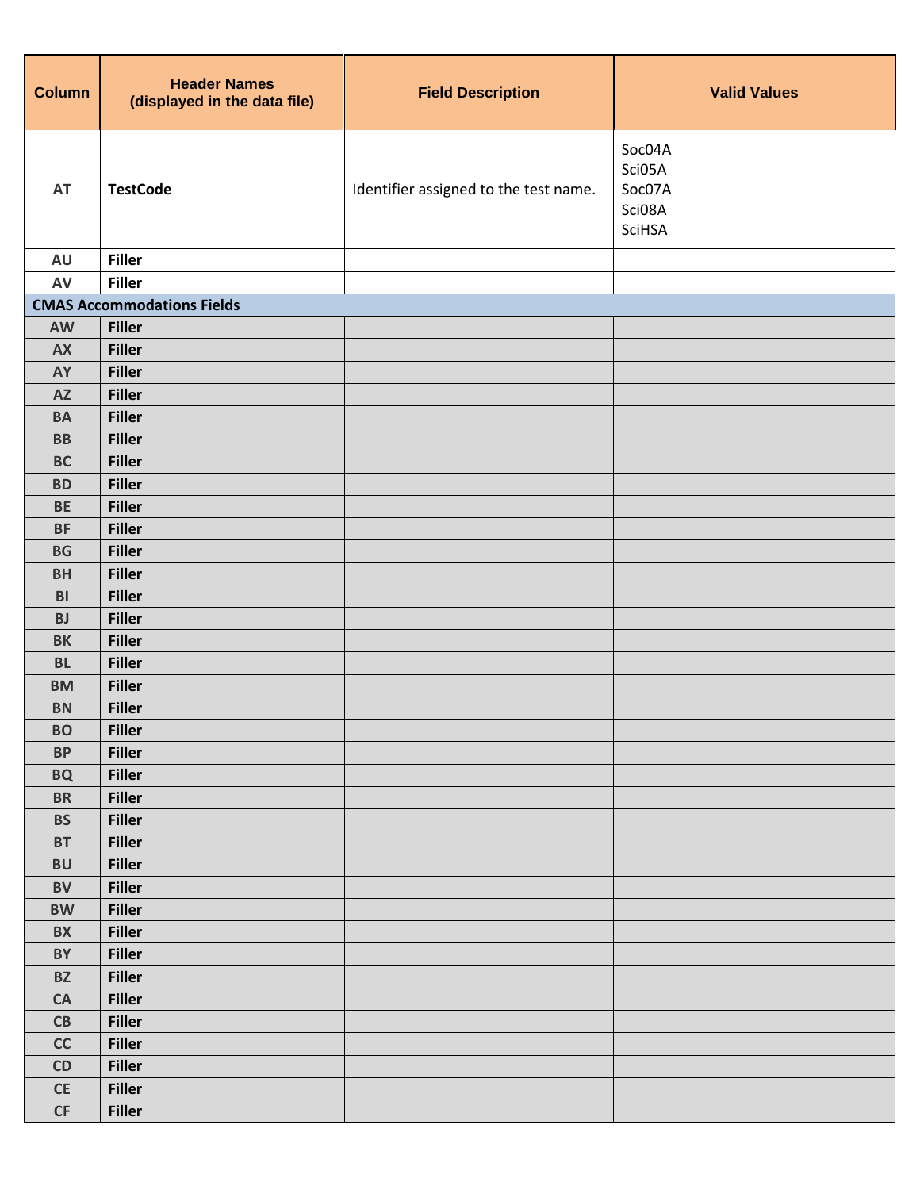| Column | Header Names (displayed in the data file) | Field Description | Valid Values |
|---|---|---|---|
| AT | **TestCode** | Identifier assigned to the test name. | Soc04A<br>Sci05A<br>Soc07A<br>Sci08A<br>SciHSA |
| AU | **Filler** | | |
| AV | **Filler** | | |
| **CMAS Accommodations Fields** | | | |
| AW | **Filler** | | |
| AX | **Filler** | | |
| AY | **Filler** | | |
| AZ | **Filler** | | |
| BA | **Filler** | | |
| BB | **Filler** | | |
| BC | **Filler** | | |
| BD | **Filler** | | |
| BE | **Filler** | | |
| BF | **Filler** | | |
| BG | **Filler** | | |
| BH | **Filler** | | |
| BI | **Filler** | | |
| BJ | **Filler** | | |
| BK | **Filler** | | |
| BL | **Filler** | | |
| BM | **Filler** | | |
| BN | **Filler** | | |
| BO | **Filler** | | |
| BP | **Filler** | | |
| BQ | **Filler** | | |
| BR | **Filler** | | |
| BS | **Filler** | | |
| BT | **Filler** | | |
| BU | **Filler** | | |
| BV | **Filler** | | |
| BW | **Filler** | | |
| BX | **Filler** | | |
| BY | **Filler** | | |
| BZ | **Filler** | | |
| CA | **Filler** | | |
| CB | **Filler** | | |
| CC | **Filler** | | |
| CD | **Filler** | | |
| CE | **Filler** | | |
| CF | **Filler** | | |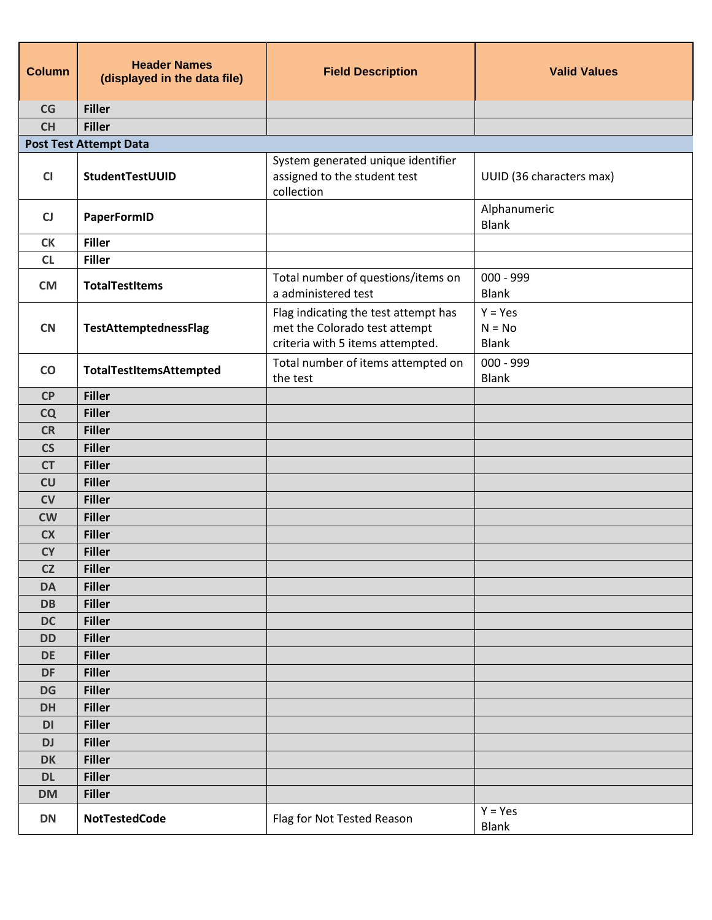| Column | Header Names (displayed in the data file) | Field Description | Valid Values |
|---|---|---|---|
| CG | **Filler** | | |
| CH | **Filler** | | |
| **Post Test Attempt Data** | | | |
| CI | **StudentTestUUID** | System generated unique identifier assigned to the student test collection | UUID (36 characters max) |
| CJ | **PaperFormID** | | Alphanumeric<br>Blank |
| CK | **Filler** | | |
| CL | **Filler** | | |
| CM | **TotalTestItems** | Total number of questions/items on a administered test | 000 - 999<br>Blank |
| CN | **TestAttemptednessFlag** | Flag indicating the test attempt has met the Colorado test attempt criteria with 5 items attempted. | Y = Yes<br>N = No<br>Blank |
| CO | **TotalTestItemsAttempted** | Total number of items attempted on the test | 000 - 999<br>Blank |
| CP | **Filler** | | |
| CQ | **Filler** | | |
| CR | **Filler** | | |
| CS | **Filler** | | |
| CT | **Filler** | | |
| CU | **Filler** | | |
| CV | **Filler** | | |
| CW | **Filler** | | |
| CX | **Filler** | | |
| CY | **Filler** | | |
| CZ | **Filler** | | |
| DA | **Filler** | | |
| DB | **Filler** | | |
| DC | **Filler** | | |
| DD | **Filler** | | |
| DE | **Filler** | | |
| DF | **Filler** | | |
| DG | **Filler** | | |
| DH | **Filler** | | |
| DI | **Filler** | | |
| DJ | **Filler** | | |
| DK | **Filler** | | |
| DL | **Filler** | | |
| DM | **Filler** | | |
| DN | **NotTestedCode** | Flag for Not Tested Reason | Y = Yes<br>Blank |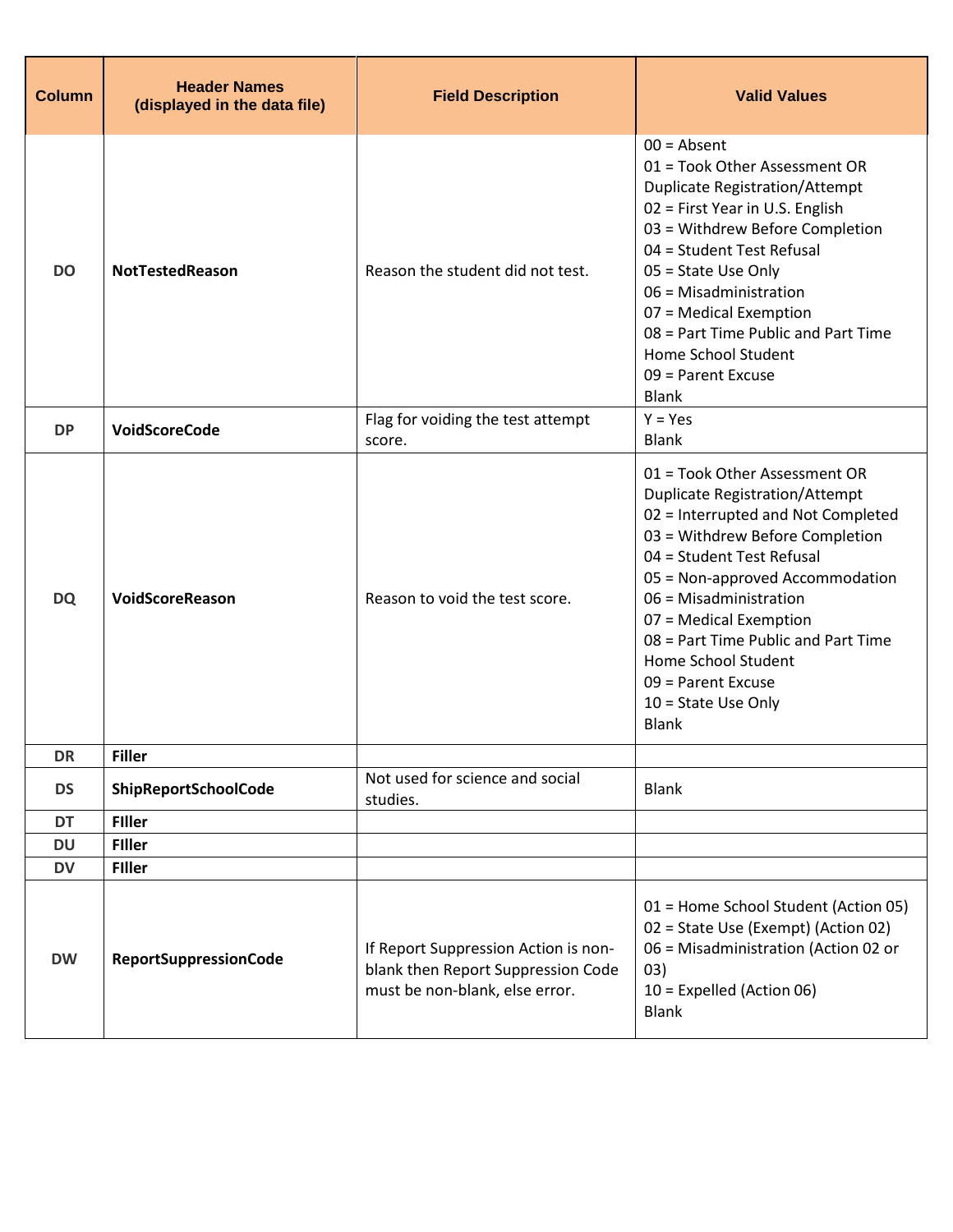| Column | Header Names (displayed in the data file) | Field Description | Valid Values |
|---|---|---|---|
| DO | **NotTestedReason** | Reason the student did not test. | 00 = Absent<br>01 = Took Other Assessment OR Duplicate Registration/Attempt<br>02 = First Year in U.S. English<br>03 = Withdrew Before Completion<br>04 = Student Test Refusal<br>05 = State Use Only<br>06 = Misadministration<br>07 = Medical Exemption<br>08 = Part Time Public and Part Time Home School Student<br>09 = Parent Excuse<br>Blank |
| DP | **VoidScoreCode** | Flag for voiding the test attempt score. | Y = Yes<br>Blank |
| DQ | **VoidScoreReason** | Reason to void the test score. | 01 = Took Other Assessment OR Duplicate Registration/Attempt<br>02 = Interrupted and Not Completed<br>03 = Withdrew Before Completion<br>04 = Student Test Refusal<br>05 = Non-approved Accommodation<br>06 = Misadministration<br>07 = Medical Exemption<br>08 = Part Time Public and Part Time Home School Student<br>09 = Parent Excuse<br>10 = State Use Only<br>Blank |
| DR | **Filler** | | |
| DS | **ShipReportSchoolCode** | Not used for science and social studies. | Blank |
| DT | **FIller** | | |
| DU | **FIller** | | |
| DV | **FIller** | | |
| DW | **ReportSuppressionCode** | If Report Suppression Action is non-blank then Report Suppression Code must be non-blank, else error. | 01 = Home School Student (Action 05)<br>02 = State Use (Exempt) (Action 02)<br>06 = Misadministration (Action 02 or 03)<br>10 = Expelled (Action 06)<br>Blank |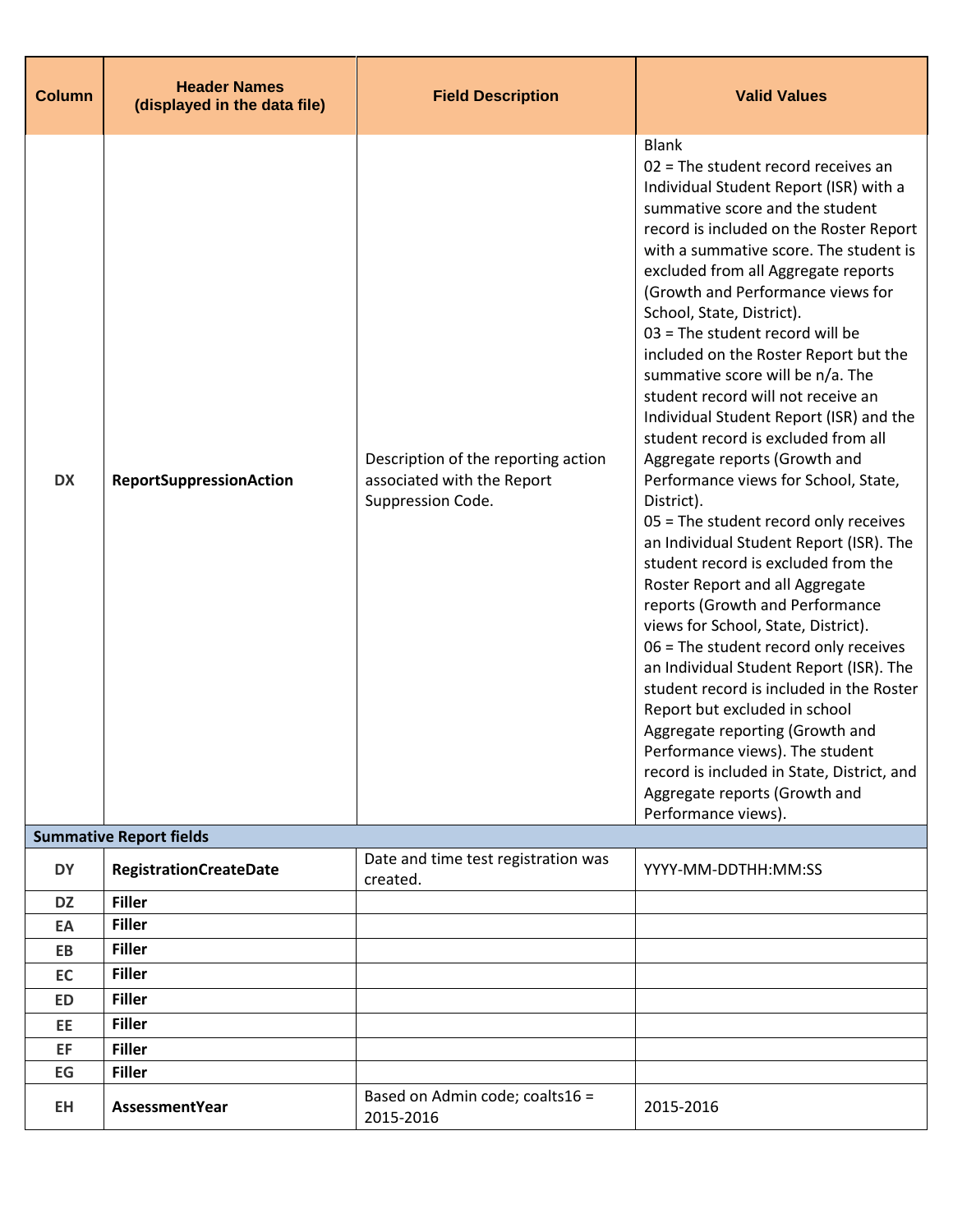| Column | Header Names (displayed in the data file) | Field Description | Valid Values |
|---|---|---|---|
| DX | **ReportSuppressionAction** | Description of the reporting action associated with the Report Suppression Code. | Blank<br>02 = The student record receives an Individual Student Report (ISR) with a summative score and the student record is included on the Roster Report with a summative score. The student is excluded from all Aggregate reports (Growth and Performance views for School, State, District).<br>03 = The student record will be included on the Roster Report but the summative score will be n/a. The student record will not receive an Individual Student Report (ISR) and the student record is excluded from all Aggregate reports (Growth and Performance views for School, State, District).<br>05 = The student record only receives an Individual Student Report (ISR). The student record is excluded from the Roster Report and all Aggregate reports (Growth and Performance views for School, State, District).<br>06 = The student record only receives an Individual Student Report (ISR). The student record is included in the Roster Report but excluded in school Aggregate reporting (Growth and Performance views). The student record is included in State, District, and Aggregate reports (Growth and Performance views). |
| **Summative Report fields** | | | |
| DY | **RegistrationCreateDate** | Date and time test registration was created. | YYYY-MM-DDTHH:MM:SS |
| DZ | **Filler** | | |
| EA | **Filler** | | |
| EB | **Filler** | | |
| EC | **Filler** | | |
| ED | **Filler** | | |
| EE | **Filler** | | |
| EF | **Filler** | | |
| EG | **Filler** | | |
| EH | **AssessmentYear** | Based on Admin code; coalts16 = 2015-2016 | 2015-2016 |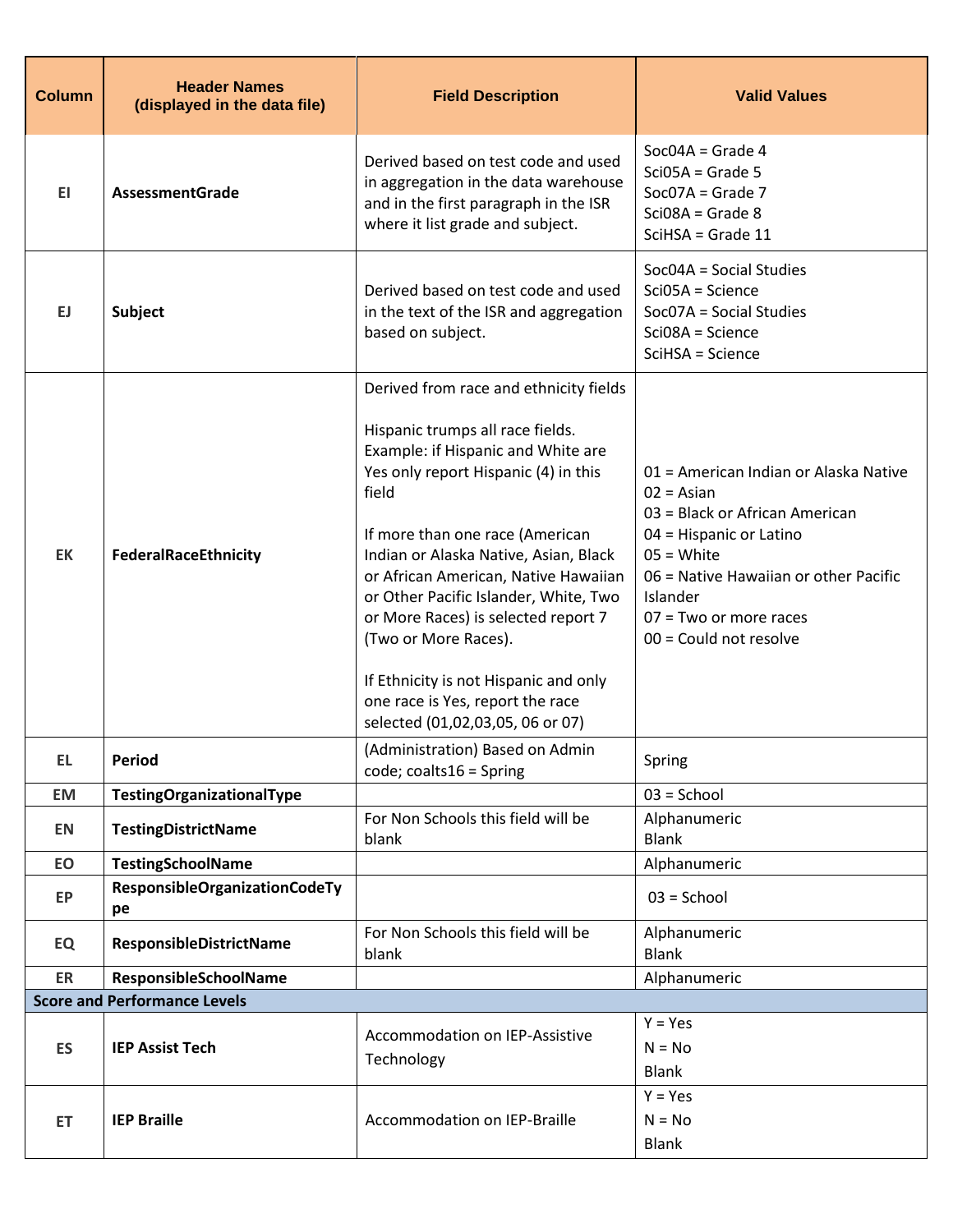| Column | Header Names (displayed in the data file) | Field Description | Valid Values |
|---|---|---|---|
| EI | **AssessmentGrade** | Derived based on test code and used in aggregation in the data warehouse and in the first paragraph in the ISR where it list grade and subject. | Soc04A = Grade 4<br>Sci05A = Grade 5<br>Soc07A = Grade 7<br>Sci08A = Grade 8<br>SciHSA = Grade 11 |
| EJ | **Subject** | Derived based on test code and used in the text of the ISR and aggregation based on subject. | Soc04A = Social Studies<br>Sci05A = Science<br>Soc07A = Social Studies<br>Sci08A = Science<br>SciHSA = Science |
| EK | **FederalRaceEthnicity** | Derived from race and ethnicity fields<br><br>Hispanic trumps all race fields. Example: if Hispanic and White are Yes only report Hispanic (4) in this field<br><br>If more than one race (American Indian or Alaska Native, Asian, Black or African American, Native Hawaiian or Other Pacific Islander, White, Two or More Races) is selected report 7 (Two or More Races).<br><br>If Ethnicity is not Hispanic and only one race is Yes, report the race selected (01,02,03,05, 06 or 07) | 01 = American Indian or Alaska Native<br>02 = Asian<br>03 = Black or African American<br>04 = Hispanic or Latino<br>05 = White<br>06 = Native Hawaiian or other Pacific Islander<br>07 = Two or more races<br>00 = Could not resolve |
| EL | **Period** | (Administration) Based on Admin code; coalts16 = Spring | Spring |
| EM | **TestingOrganizationalType** | | 03 = School |
| EN | **TestingDistrictName** | For Non Schools this field will be blank | Alphanumeric<br>Blank |
| EO | **TestingSchoolName** | | Alphanumeric |
| EP | **ResponsibleOrganizationCodeType** | | 03 = School |
| EQ | **ResponsibleDistrictName** | For Non Schools this field will be blank | Alphanumeric<br>Blank |
| ER | **ResponsibleSchoolName** | | Alphanumeric |
| **Score and Performance Levels** | | | |
| ES | **IEP Assist Tech** | Accommodation on IEP-Assistive Technology | Y = Yes<br>N = No<br>Blank |
| ET | **IEP Braille** | Accommodation on IEP-Braille | Y = Yes<br>N = No<br>Blank |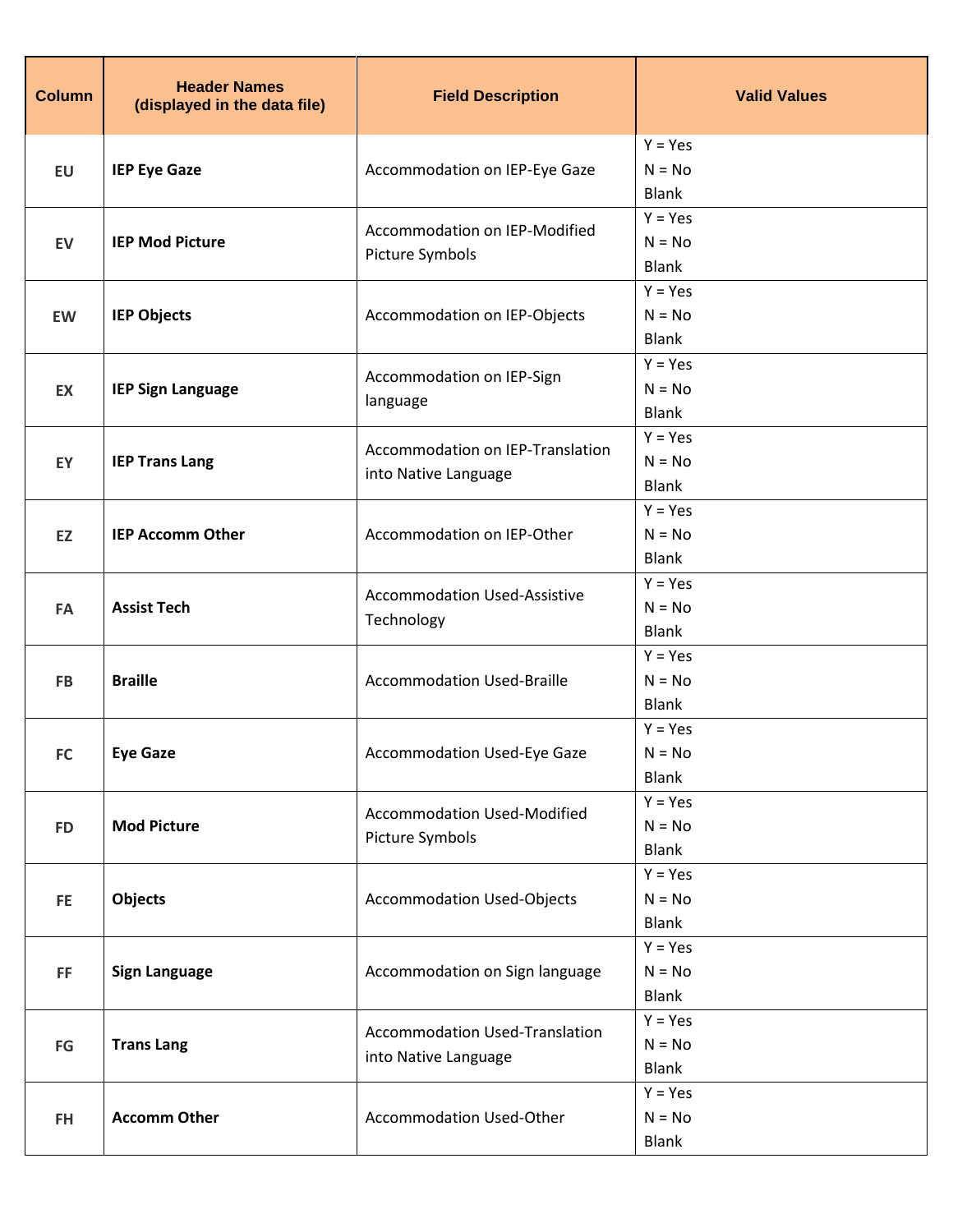| Column | Header Names (displayed in the data file) | Field Description | Valid Values |
|---|---|---|---|
| EU | **IEP Eye Gaze** | Accommodation on IEP-Eye Gaze | Y = Yes<br>N = No<br>Blank |
| EV | **IEP Mod Picture** | Accommodation on IEP-Modified Picture Symbols | Y = Yes<br>N = No<br>Blank |
| EW | **IEP Objects** | Accommodation on IEP-Objects | Y = Yes<br>N = No<br>Blank |
| EX | **IEP Sign Language** | Accommodation on IEP-Sign language | Y = Yes<br>N = No<br>Blank |
| EY | **IEP Trans Lang** | Accommodation on IEP-Translation into Native Language | Y = Yes<br>N = No<br>Blank |
| EZ | **IEP Accomm Other** | Accommodation on IEP-Other | Y = Yes<br>N = No<br>Blank |
| FA | **Assist Tech** | Accommodation Used-Assistive Technology | Y = Yes<br>N = No<br>Blank |
| FB | **Braille** | Accommodation Used-Braille | Y = Yes<br>N = No<br>Blank |
| FC | **Eye Gaze** | Accommodation Used-Eye Gaze | Y = Yes<br>N = No<br>Blank |
| FD | **Mod Picture** | Accommodation Used-Modified Picture Symbols | Y = Yes<br>N = No<br>Blank |
| FE | **Objects** | Accommodation Used-Objects | Y = Yes<br>N = No<br>Blank |
| FF | **Sign Language** | Accommodation on Sign language | Y = Yes<br>N = No<br>Blank |
| FG | **Trans Lang** | Accommodation Used-Translation into Native Language | Y = Yes<br>N = No<br>Blank |
| FH | **Accomm Other** | Accommodation Used-Other | Y = Yes<br>N = No<br>Blank |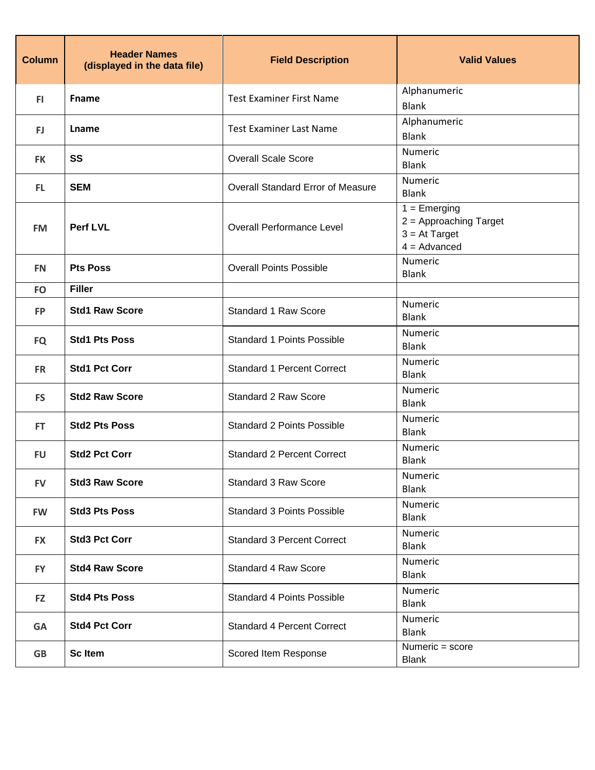| Column | Header Names (displayed in the data file) | Field Description | Valid Values |
|---|---|---|---|
| FI | **Fname** | Test Examiner First Name | Alphanumeric<br>Blank |
| FJ | **Lname** | Test Examiner Last Name | Alphanumeric<br>Blank |
| FK | **SS** | Overall Scale Score | Numeric<br>Blank |
| FL | **SEM** | Overall Standard Error of Measure | Numeric<br>Blank |
| FM | **Perf LVL** | Overall Performance Level | 1 = Emerging<br>2 = Approaching Target<br>3 = At Target<br>4 = Advanced |
| FN | **Pts Poss** | Overall Points Possible | Numeric<br>Blank |
| FO | **Filler** | | |
| FP | **Std1 Raw Score** | Standard 1 Raw Score | Numeric<br>Blank |
| FQ | **Std1 Pts Poss** | Standard 1 Points Possible | Numeric<br>Blank |
| FR | **Std1 Pct Corr** | Standard 1 Percent Correct | Numeric<br>Blank |
| FS | **Std2 Raw Score** | Standard 2 Raw Score | Numeric<br>Blank |
| FT | **Std2 Pts Poss** | Standard 2 Points Possible | Numeric<br>Blank |
| FU | **Std2 Pct Corr** | Standard 2 Percent Correct | Numeric<br>Blank |
| FV | **Std3 Raw Score** | Standard 3 Raw Score | Numeric<br>Blank |
| FW | **Std3 Pts Poss** | Standard 3 Points Possible | Numeric<br>Blank |
| FX | **Std3 Pct Corr** | Standard 3 Percent Correct | Numeric<br>Blank |
| FY | **Std4 Raw Score** | Standard 4 Raw Score | Numeric<br>Blank |
| FZ | **Std4 Pts Poss** | Standard 4 Points Possible | Numeric<br>Blank |
| GA | **Std4 Pct Corr** | Standard 4 Percent Correct | Numeric<br>Blank |
| GB | **Sc Item** | Scored Item Response | Numeric = score<br>Blank |